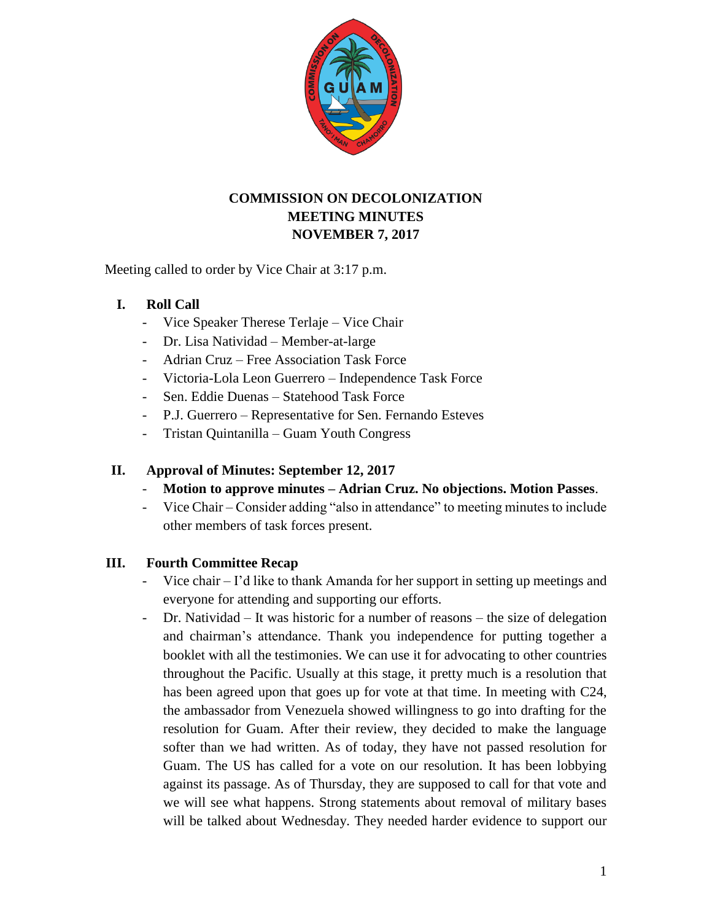# COMMISSION ON DECOLONIZATION
## MEETING MINUTES
## NOVEMBER 7, 2017

Meeting called to order by Vice Chair at 3:17 p.m.

### I. Roll Call

- Vice Speaker Therese Terlaje – Vice Chair
- Dr. Lisa Natividad – Member-at-large
- Adrian Cruz – Free Association Task Force
- Victoria-Lola Leon Guerrero – Independence Task Force
- Sen. Eddie Duenas – Statehood Task Force
- P.J. Guerrero – Representative for Sen. Fernando Esteves
- Tristan Quintanilla – Guam Youth Congress

### II. Approval of Minutes: September 12, 2017

- **Motion to approve minutes – Adrian Cruz. No objections. Motion Passes**.
- Vice Chair – Consider adding "also in attendance" to meeting minutes to include other members of task forces present.

### III. Fourth Committee Recap

- Vice chair – I'd like to thank Amanda for her support in setting up meetings and everyone for attending and supporting our efforts.
- Dr. Natividad – It was historic for a number of reasons – the size of delegation and chairman's attendance. Thank you independence for putting together a booklet with all the testimonies. We can use it for advocating to other countries throughout the Pacific. Usually at this stage, it pretty much is a resolution that has been agreed upon that goes up for vote at that time. In meeting with C24, the ambassador from Venezuela showed willingness to go into drafting for the resolution for Guam. After their review, they decided to make the language softer than we had written. As of today, they have not passed resolution for Guam. The US has called for a vote on our resolution. It has been lobbying against its passage. As of Thursday, they are supposed to call for that vote and we will see what happens. Strong statements about removal of military bases will be talked about Wednesday. They needed harder evidence to support our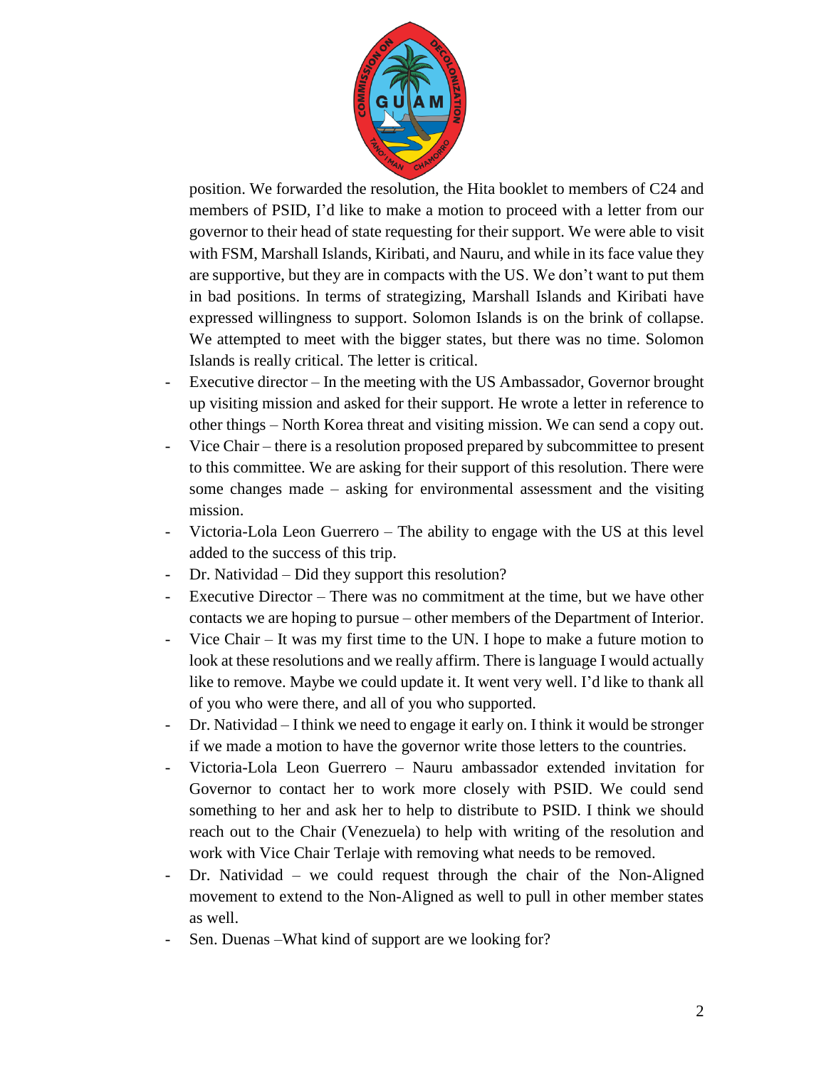position. We forwarded the resolution, the Hita booklet to members of C24 and members of PSID, I'd like to make a motion to proceed with a letter from our governor to their head of state requesting for their support. We were able to visit with FSM, Marshall Islands, Kiribati, and Nauru, and while in its face value they are supportive, but they are in compacts with the US. We don't want to put them in bad positions. In terms of strategizing, Marshall Islands and Kiribati have expressed willingness to support. Solomon Islands is on the brink of collapse. We attempted to meet with the bigger states, but there was no time. Solomon Islands is really critical. The letter is critical.

- Executive director – In the meeting with the US Ambassador, Governor brought up visiting mission and asked for their support. He wrote a letter in reference to other things – North Korea threat and visiting mission. We can send a copy out.
- Vice Chair – there is a resolution proposed prepared by subcommittee to present to this committee. We are asking for their support of this resolution. There were some changes made – asking for environmental assessment and the visiting mission.
- Victoria-Lola Leon Guerrero – The ability to engage with the US at this level added to the success of this trip.
- Dr. Natividad – Did they support this resolution?
- Executive Director – There was no commitment at the time, but we have other contacts we are hoping to pursue – other members of the Department of Interior.
- Vice Chair – It was my first time to the UN. I hope to make a future motion to look at these resolutions and we really affirm. There is language I would actually like to remove. Maybe we could update it. It went very well. I'd like to thank all of you who were there, and all of you who supported.
- Dr. Natividad – I think we need to engage it early on. I think it would be stronger if we made a motion to have the governor write those letters to the countries.
- Victoria-Lola Leon Guerrero – Nauru ambassador extended invitation for Governor to contact her to work more closely with PSID. We could send something to her and ask her to help to distribute to PSID. I think we should reach out to the Chair (Venezuela) to help with writing of the resolution and work with Vice Chair Terlaje with removing what needs to be removed.
- Dr. Natividad – we could request through the chair of the Non-Aligned movement to extend to the Non-Aligned as well to pull in other member states as well.
- Sen. Duenas –What kind of support are we looking for?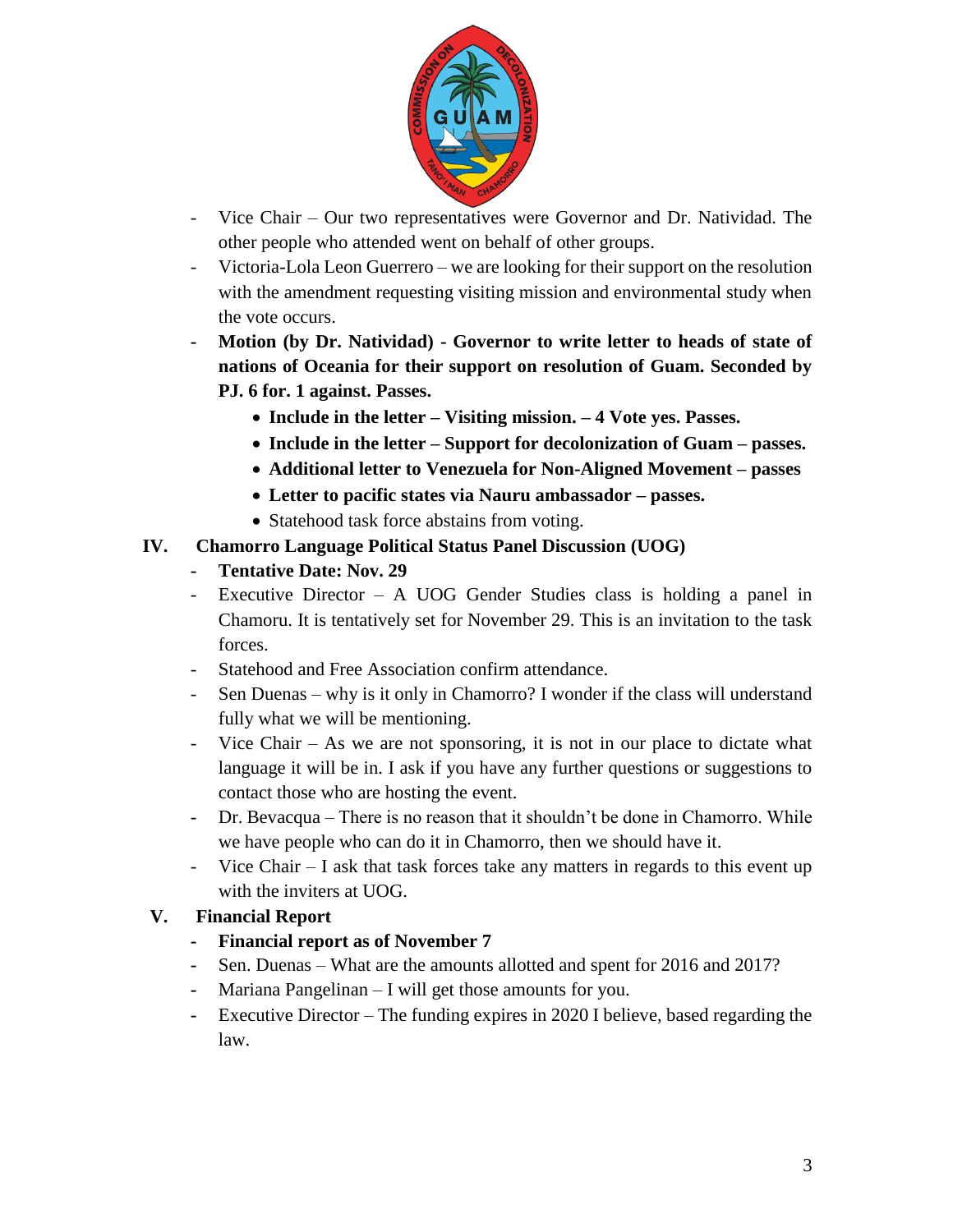- Vice Chair – Our two representatives were Governor and Dr. Natividad. The other people who attended went on behalf of other groups.
- Victoria-Lola Leon Guerrero – we are looking for their support on the resolution with the amendment requesting visiting mission and environmental study when the vote occurs.
- **Motion (by Dr. Natividad) - Governor to write letter to heads of state of nations of Oceania for their support on resolution of Guam. Seconded by PJ. 6 for. 1 against. Passes.**
    - **Include in the letter – Visiting mission. – 4 Vote yes. Passes.**
    - **Include in the letter – Support for decolonization of Guam – passes.**
    - **Additional letter to Venezuela for Non-Aligned Movement – passes**
    - **Letter to pacific states via Nauru ambassador – passes.**
    - Statehood task force abstains from voting.

## IV. Chamorro Language Political Status Panel Discussion (UOG)

- **Tentative Date: Nov. 29**
- Executive Director – A UOG Gender Studies class is holding a panel in Chamoru. It is tentatively set for November 29. This is an invitation to the task forces.
- Statehood and Free Association confirm attendance.
- Sen Duenas – why is it only in Chamorro? I wonder if the class will understand fully what we will be mentioning.
- Vice Chair – As we are not sponsoring, it is not in our place to dictate what language it will be in. I ask if you have any further questions or suggestions to contact those who are hosting the event.
- Dr. Bevacqua – There is no reason that it shouldn't be done in Chamorro. While we have people who can do it in Chamorro, then we should have it.
- Vice Chair – I ask that task forces take any matters in regards to this event up with the inviters at UOG.

## V. Financial Report

- **Financial report as of November 7**
- Sen. Duenas – What are the amounts allotted and spent for 2016 and 2017?
- Mariana Pangelinan – I will get those amounts for you.
- Executive Director – The funding expires in 2020 I believe, based regarding the law.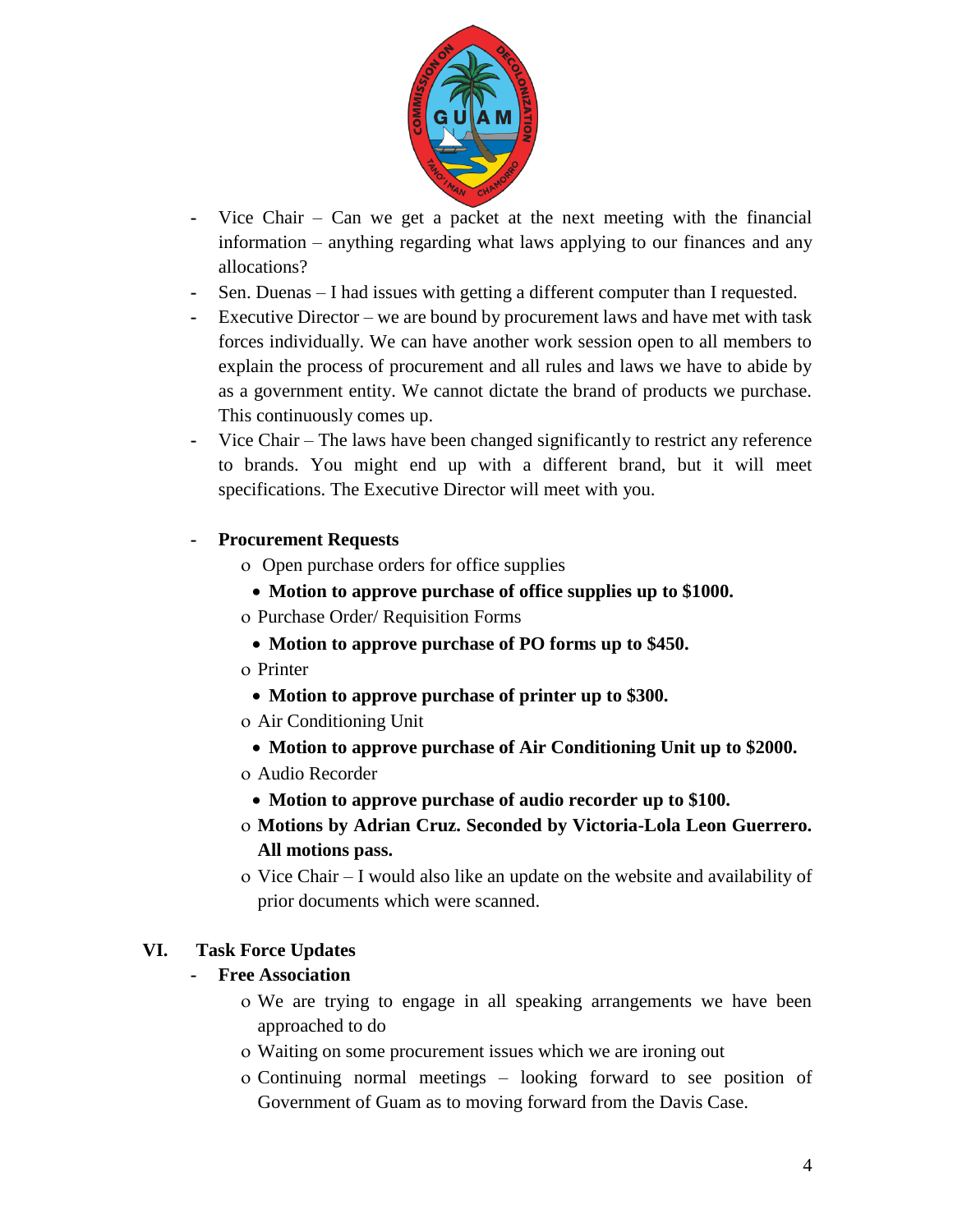- Vice Chair – Can we get a packet at the next meeting with the financial information – anything regarding what laws applying to our finances and any allocations?
- Sen. Duenas – I had issues with getting a different computer than I requested.
- Executive Director – we are bound by procurement laws and have met with task forces individually. We can have another work session open to all members to explain the process of procurement and all rules and laws we have to abide by as a government entity. We cannot dictate the brand of products we purchase. This continuously comes up.
- Vice Chair – The laws have been changed significantly to restrict any reference to brands. You might end up with a different brand, but it will meet specifications. The Executive Director will meet with you.

- **Procurement Requests**
    - Open purchase orders for office supplies
        - **Motion to approve purchase of office supplies up to $1000.**
    - Purchase Order/ Requisition Forms
        - **Motion to approve purchase of PO forms up to $450.**
    - Printer
        - **Motion to approve purchase of printer up to $300.**
    - Air Conditioning Unit
        - **Motion to approve purchase of Air Conditioning Unit up to $2000.**
    - Audio Recorder
        - **Motion to approve purchase of audio recorder up to $100.**
    - **Motions by Adrian Cruz. Seconded by Victoria-Lola Leon Guerrero. All motions pass.**
    - Vice Chair – I would also like an update on the website and availability of prior documents which were scanned.

## VI. Task Force Updates

- **Free Association**
    - We are trying to engage in all speaking arrangements we have been approached to do
    - Waiting on some procurement issues which we are ironing out
    - Continuing normal meetings – looking forward to see position of Government of Guam as to moving forward from the Davis Case.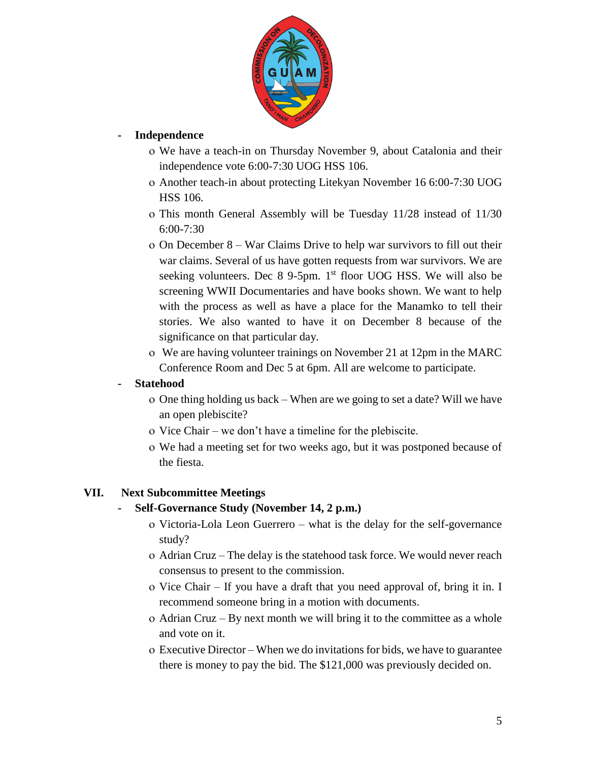- **Independence**
  - We have a teach-in on Thursday November 9, about Catalonia and their independence vote 6:00-7:30 UOG HSS 106.
  - Another teach-in about protecting Litekyan November 16 6:00-7:30 UOG HSS 106.
  - This month General Assembly will be Tuesday 11/28 instead of 11/30 6:00-7:30
  - On December 8 – War Claims Drive to help war survivors to fill out their war claims. Several of us have gotten requests from war survivors. We are seeking volunteers. Dec 8 9-5pm. 1st floor UOG HSS. We will also be screening WWII Documentaries and have books shown. We want to help with the process as well as have a place for the Manamko to tell their stories. We also wanted to have it on December 8 because of the significance on that particular day.
  - We are having volunteer trainings on November 21 at 12pm in the MARC Conference Room and Dec 5 at 6pm. All are welcome to participate.
- **Statehood**
  - One thing holding us back – When are we going to set a date? Will we have an open plebiscite?
  - Vice Chair – we don't have a timeline for the plebiscite.
  - We had a meeting set for two weeks ago, but it was postponed because of the fiesta.

## VII. Next Subcommittee Meetings

- **Self-Governance Study (November 14, 2 p.m.)**
  - Victoria-Lola Leon Guerrero – what is the delay for the self-governance study?
  - Adrian Cruz – The delay is the statehood task force. We would never reach consensus to present to the commission.
  - Vice Chair – If you have a draft that you need approval of, bring it in. I recommend someone bring in a motion with documents.
  - Adrian Cruz – By next month we will bring it to the committee as a whole and vote on it.
  - Executive Director – When we do invitations for bids, we have to guarantee there is money to pay the bid. The $121,000 was previously decided on.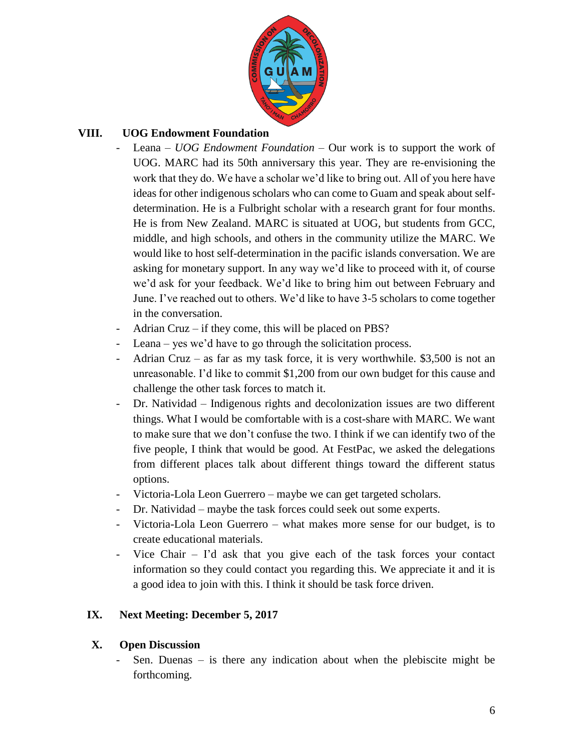## VIII. UOG Endowment Foundation

- Leana – *UOG Endowment Foundation* – Our work is to support the work of UOG. MARC had its 50th anniversary this year. They are re-envisioning the work that they do. We have a scholar we'd like to bring out. All of you here have ideas for other indigenous scholars who can come to Guam and speak about self-determination. He is a Fulbright scholar with a research grant for four months. He is from New Zealand. MARC is situated at UOG, but students from GCC, middle, and high schools, and others in the community utilize the MARC. We would like to host self-determination in the pacific islands conversation. We are asking for monetary support. In any way we'd like to proceed with it, of course we'd ask for your feedback. We'd like to bring him out between February and June. I've reached out to others. We'd like to have 3-5 scholars to come together in the conversation.
- Adrian Cruz – if they come, this will be placed on PBS?
- Leana – yes we'd have to go through the solicitation process.
- Adrian Cruz – as far as my task force, it is very worthwhile. $3,500 is not an unreasonable. I'd like to commit $1,200 from our own budget for this cause and challenge the other task forces to match it.
- Dr. Natividad – Indigenous rights and decolonization issues are two different things. What I would be comfortable with is a cost-share with MARC. We want to make sure that we don't confuse the two. I think if we can identify two of the five people, I think that would be good. At FestPac, we asked the delegations from different places talk about different things toward the different status options.
- Victoria-Lola Leon Guerrero – maybe we can get targeted scholars.
- Dr. Natividad – maybe the task forces could seek out some experts.
- Victoria-Lola Leon Guerrero – what makes more sense for our budget, is to create educational materials.
- Vice Chair – I'd ask that you give each of the task forces your contact information so they could contact you regarding this. We appreciate it and it is a good idea to join with this. I think it should be task force driven.

## IX. Next Meeting: December 5, 2017

## X. Open Discussion

- Sen. Duenas – is there any indication about when the plebiscite might be forthcoming.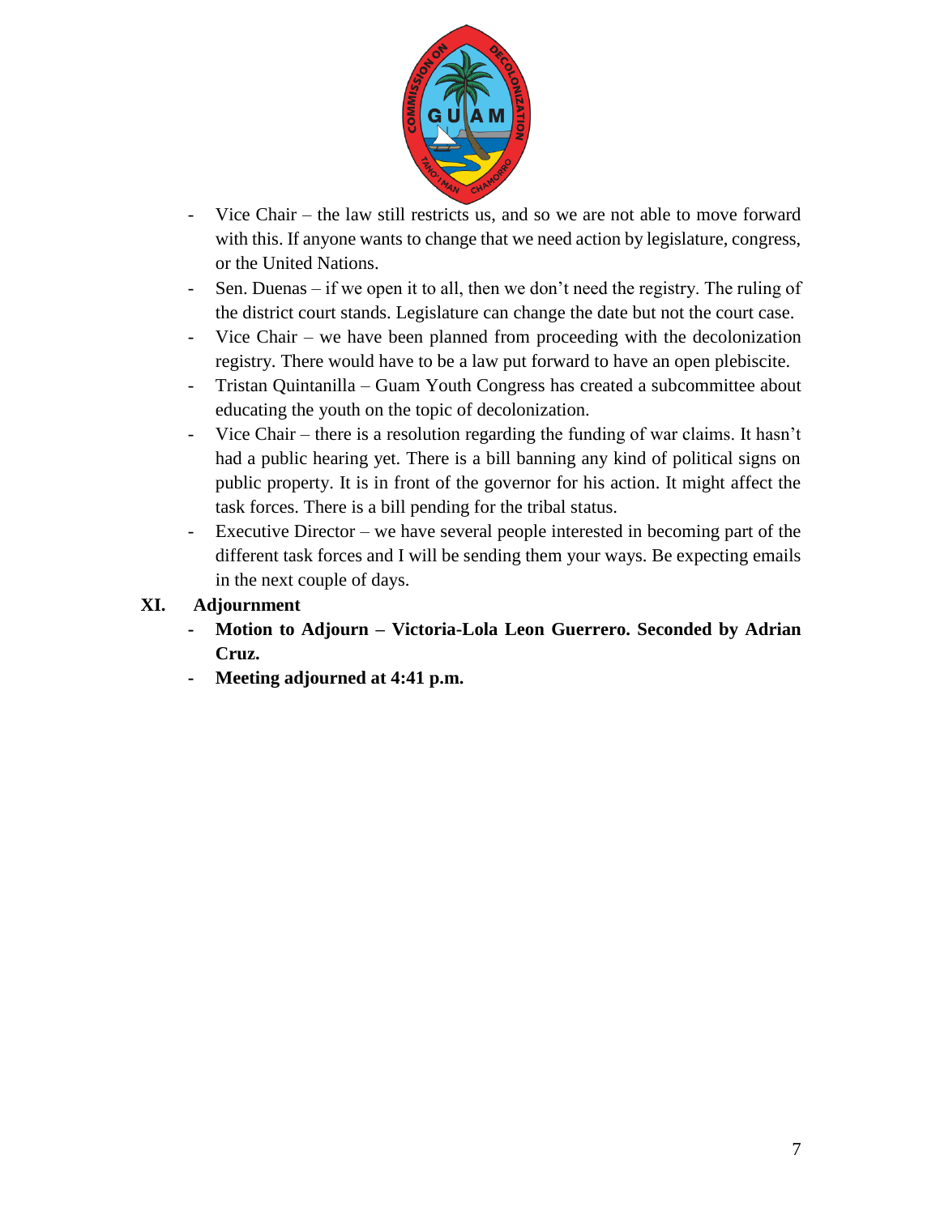- Vice Chair – the law still restricts us, and so we are not able to move forward with this. If anyone wants to change that we need action by legislature, congress, or the United Nations.
- Sen. Duenas – if we open it to all, then we don't need the registry. The ruling of the district court stands. Legislature can change the date but not the court case.
- Vice Chair – we have been planned from proceeding with the decolonization registry. There would have to be a law put forward to have an open plebiscite.
- Tristan Quintanilla – Guam Youth Congress has created a subcommittee about educating the youth on the topic of decolonization.
- Vice Chair – there is a resolution regarding the funding of war claims. It hasn't had a public hearing yet. There is a bill banning any kind of political signs on public property. It is in front of the governor for his action. It might affect the task forces. There is a bill pending for the tribal status.
- Executive Director – we have several people interested in becoming part of the different task forces and I will be sending them your ways. Be expecting emails in the next couple of days.

## XI. Adjournment

- **Motion to Adjourn – Victoria-Lola Leon Guerrero. Seconded by Adrian Cruz.**
- **Meeting adjourned at 4:41 p.m.**